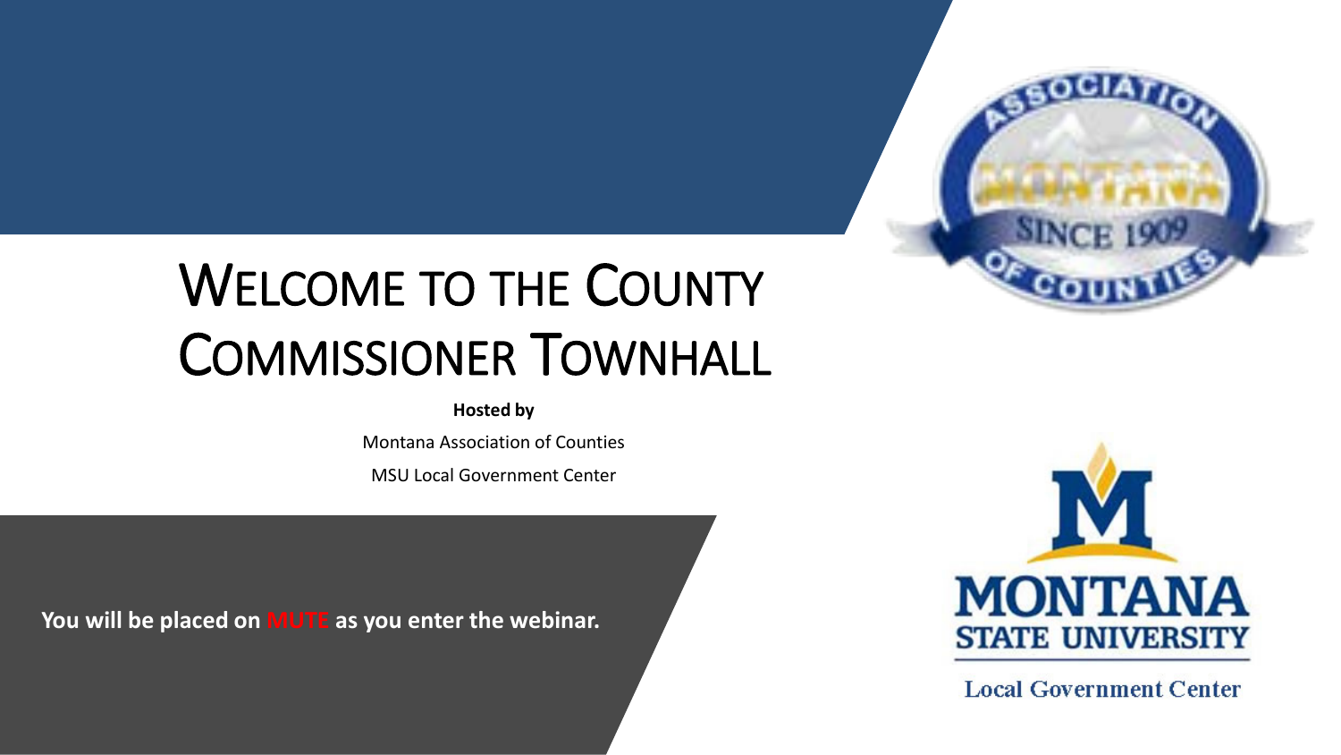# Welcome to the County Commissioner Townhall

**Hosted by**

Montana Association of Counties

MSU Local Government Center

**You will be placed on MUTE as you enter the webinar.**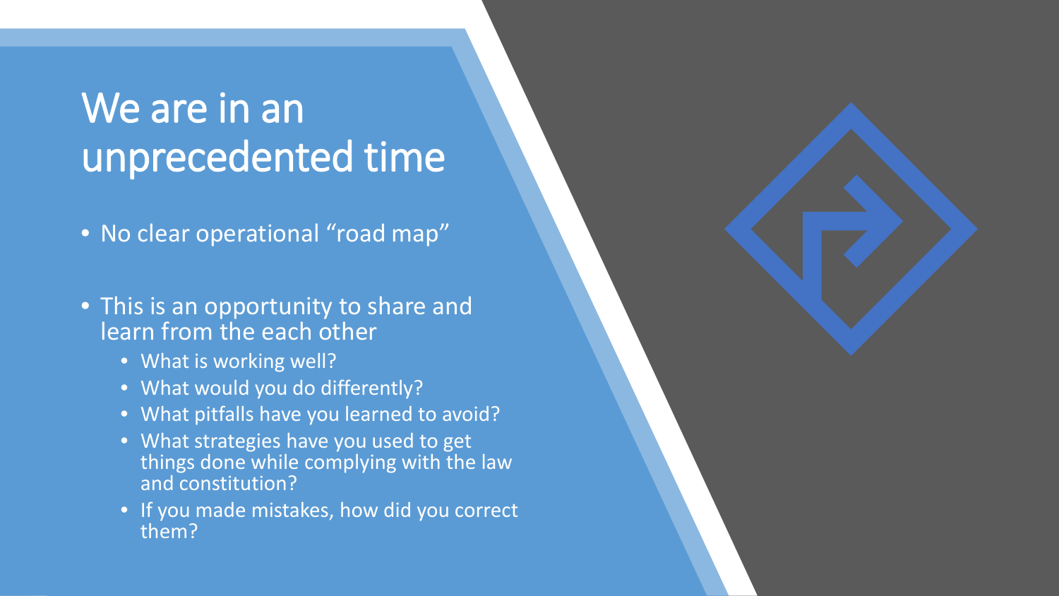# We are in an unprecedented time

- No clear operational "road map"
- This is an opportunity to share and learn from the each other
  - What is working well?
  - What would you do differently?
  - What pitfalls have you learned to avoid?
  - What strategies have you used to get things done while complying with the law and constitution?
  - If you made mistakes, how did you correct them?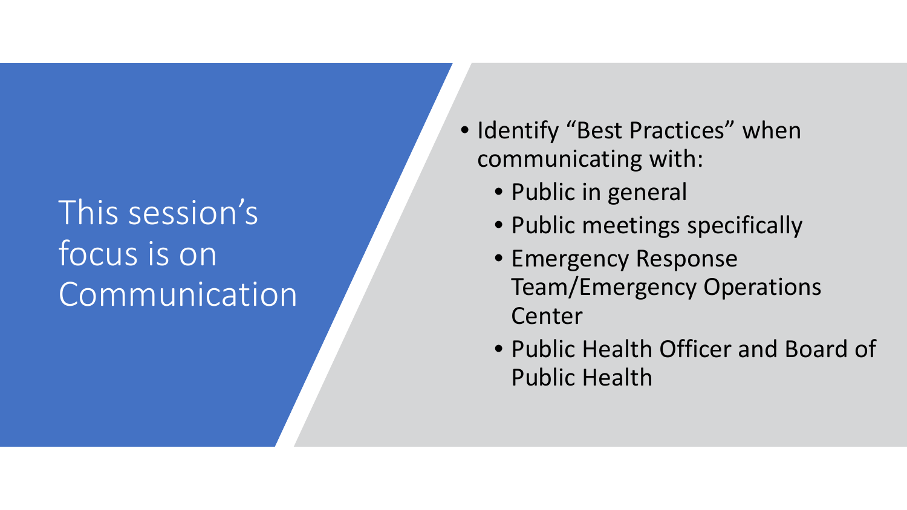# This session's focus is on Communication

- Identify "Best Practices" when communicating with:
  - Public in general
  - Public meetings specifically
  - Emergency Response Team/Emergency Operations Center
  - Public Health Officer and Board of Public Health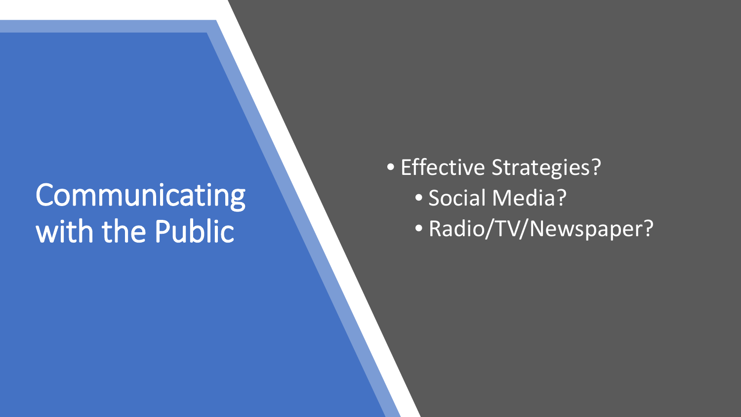# Communicating with the Public

- Effective Strategies?
  - Social Media?
  - Radio/TV/Newspaper?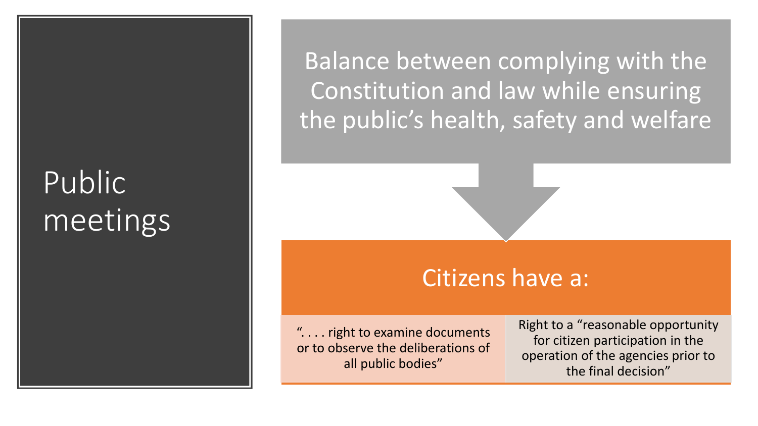# Public meetings

Balance between complying with the Constitution and law while ensuring the public's health, safety and welfare

## Citizens have a:

| “. . . . right to examine documents or to observe the deliberations of all public bodies” | Right to a “reasonable opportunity for citizen participation in the operation of the agencies prior to the final decision” |
|---|---|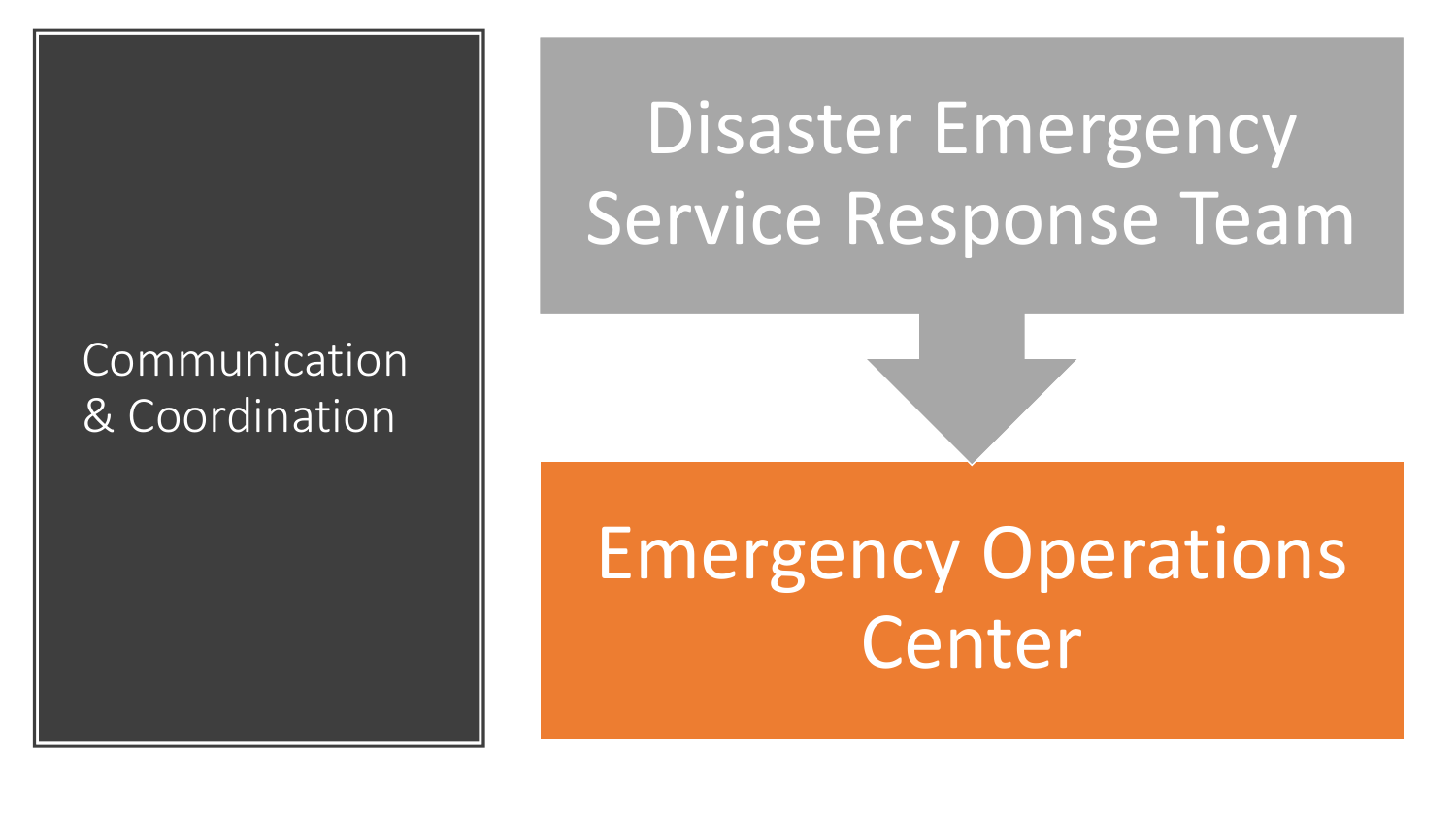# Communication & Coordination

Disaster Emergency Service Response Team

Emergency Operations Center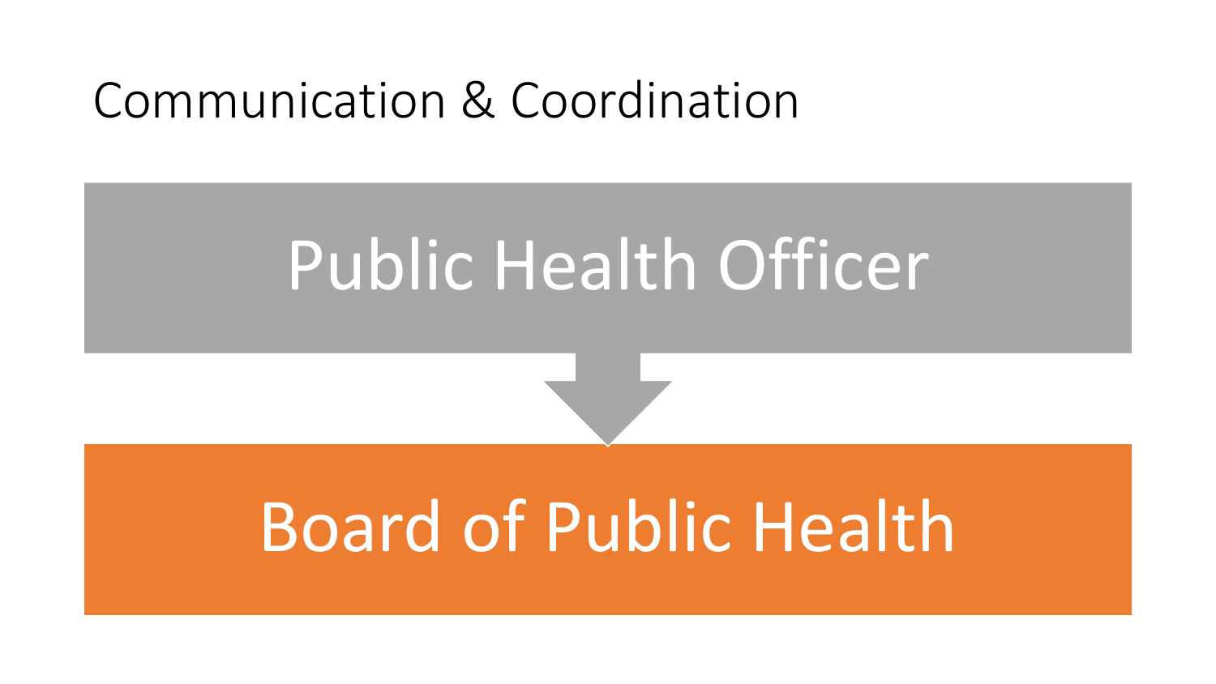# Communication & Coordination

Public Health Officer

Board of Public Health